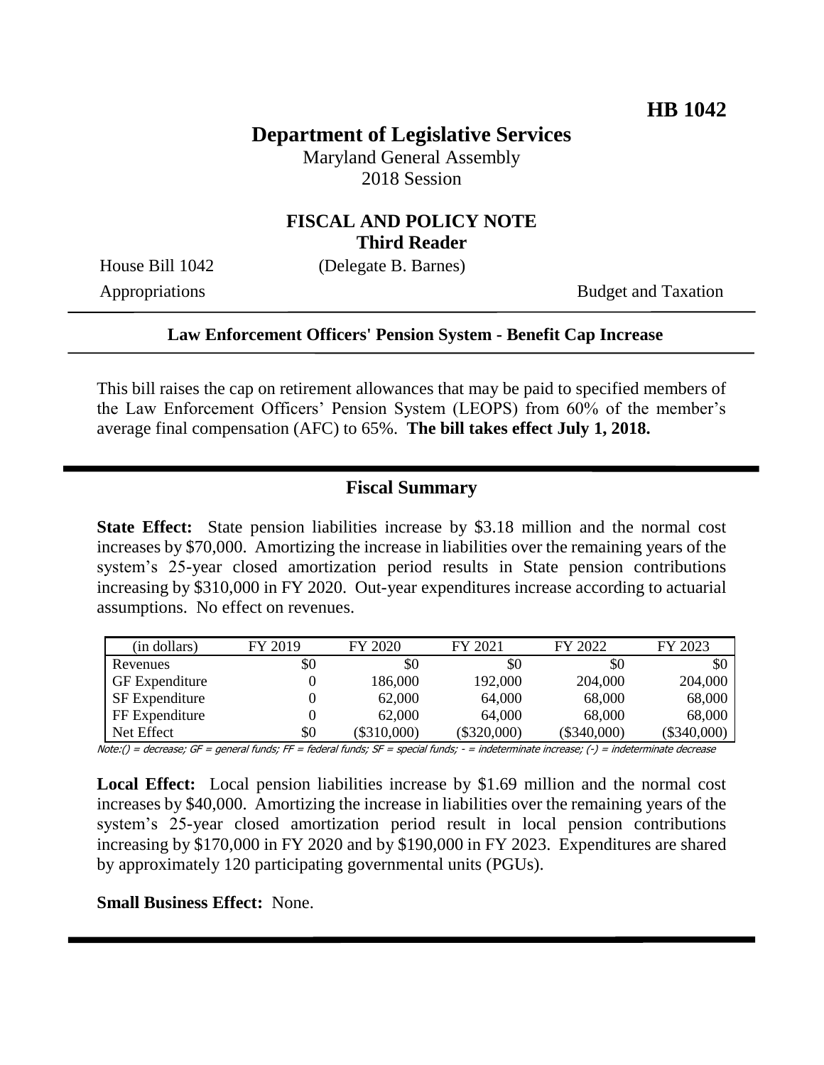**HB 1042**

# Department of Legislative Services

Maryland General Assembly
2018 Session

## FISCAL AND POLICY NOTE
## Third Reader

House Bill 1042 (Delegate B. Barnes)

Appropriations Budget and Taxation

---

**Law Enforcement Officers' Pension System - Benefit Cap Increase**

---

This bill raises the cap on retirement allowances that may be paid to specified members of the Law Enforcement Officers' Pension System (LEOPS) from 60% of the member's average final compensation (AFC) to 65%. **The bill takes effect July 1, 2018.**

---

## Fiscal Summary

**State Effect:** State pension liabilities increase by $3.18 million and the normal cost increases by $70,000. Amortizing the increase in liabilities over the remaining years of the system's 25-year closed amortization period results in State pension contributions increasing by $310,000 in FY 2020. Out-year expenditures increase according to actuarial assumptions. No effect on revenues.

| (in dollars) | FY 2019 | FY 2020 | FY 2021 | FY 2022 | FY 2023 |
|---|---|---|---|---|---|
| Revenues | $0 | $0 | $0 | $0 | $0 |
| GF Expenditure | 0 | 186,000 | 192,000 | 204,000 | 204,000 |
| SF Expenditure | 0 | 62,000 | 64,000 | 68,000 | 68,000 |
| FF Expenditure | 0 | 62,000 | 64,000 | 68,000 | 68,000 |
| Net Effect | $0 | ($310,000) | ($320,000) | ($340,000) | ($340,000) |

Note:() = decrease; GF = general funds; FF = federal funds; SF = special funds; - = indeterminate increase; (-) = indeterminate decrease

**Local Effect:** Local pension liabilities increase by $1.69 million and the normal cost increases by $40,000. Amortizing the increase in liabilities over the remaining years of the system's 25-year closed amortization period result in local pension contributions increasing by $170,000 in FY 2020 and by $190,000 in FY 2023. Expenditures are shared by approximately 120 participating governmental units (PGUs).

**Small Business Effect:** None.

---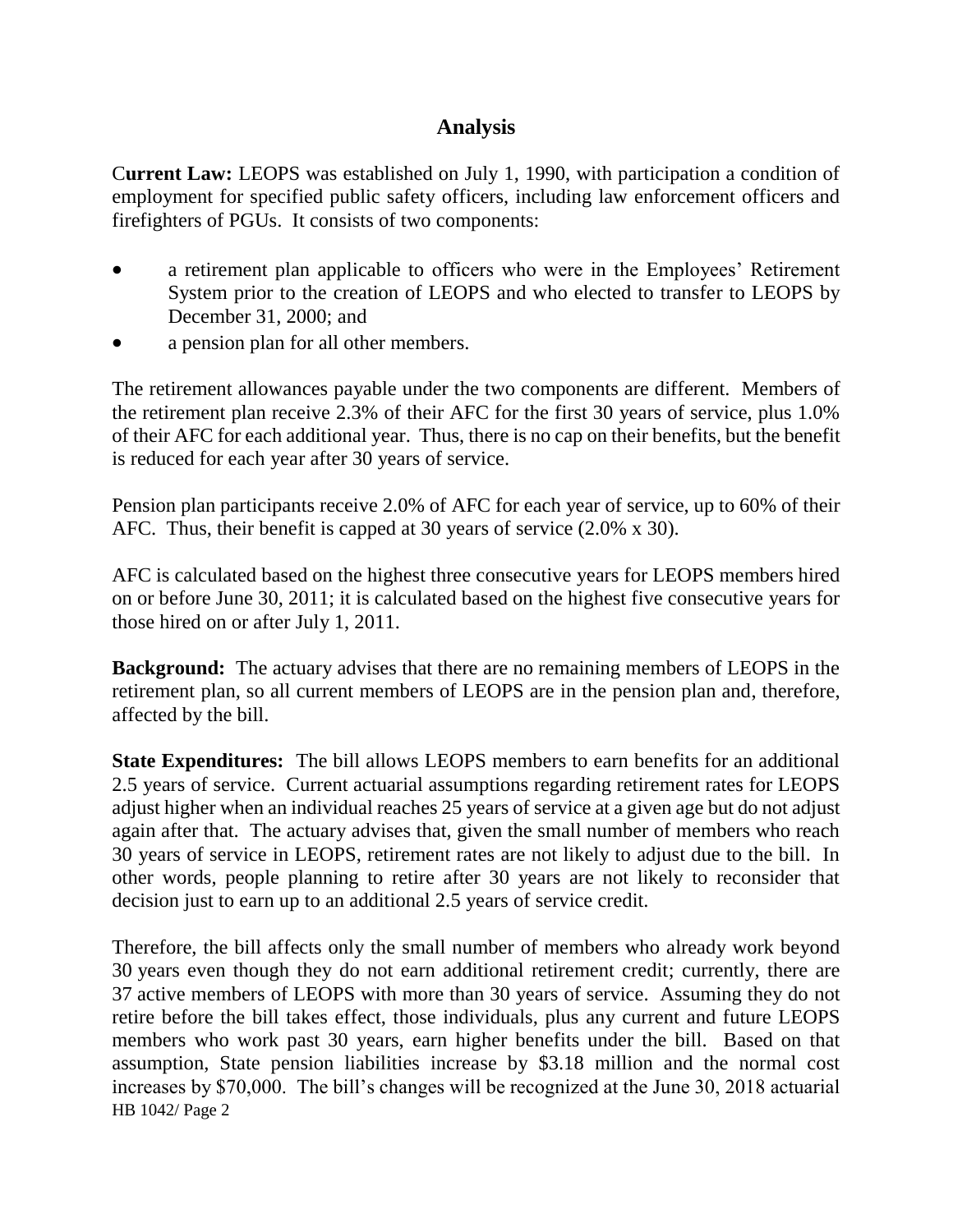## Analysis

**Current Law:** LEOPS was established on July 1, 1990, with participation a condition of employment for specified public safety officers, including law enforcement officers and firefighters of PGUs. It consists of two components:

- a retirement plan applicable to officers who were in the Employees' Retirement System prior to the creation of LEOPS and who elected to transfer to LEOPS by December 31, 2000; and
- a pension plan for all other members.

The retirement allowances payable under the two components are different. Members of the retirement plan receive 2.3% of their AFC for the first 30 years of service, plus 1.0% of their AFC for each additional year. Thus, there is no cap on their benefits, but the benefit is reduced for each year after 30 years of service.

Pension plan participants receive 2.0% of AFC for each year of service, up to 60% of their AFC. Thus, their benefit is capped at 30 years of service (2.0% x 30).

AFC is calculated based on the highest three consecutive years for LEOPS members hired on or before June 30, 2011; it is calculated based on the highest five consecutive years for those hired on or after July 1, 2011.

**Background:** The actuary advises that there are no remaining members of LEOPS in the retirement plan, so all current members of LEOPS are in the pension plan and, therefore, affected by the bill.

**State Expenditures:** The bill allows LEOPS members to earn benefits for an additional 2.5 years of service. Current actuarial assumptions regarding retirement rates for LEOPS adjust higher when an individual reaches 25 years of service at a given age but do not adjust again after that. The actuary advises that, given the small number of members who reach 30 years of service in LEOPS, retirement rates are not likely to adjust due to the bill. In other words, people planning to retire after 30 years are not likely to reconsider that decision just to earn up to an additional 2.5 years of service credit.

Therefore, the bill affects only the small number of members who already work beyond 30 years even though they do not earn additional retirement credit; currently, there are 37 active members of LEOPS with more than 30 years of service. Assuming they do not retire before the bill takes effect, those individuals, plus any current and future LEOPS members who work past 30 years, earn higher benefits under the bill. Based on that assumption, State pension liabilities increase by $3.18 million and the normal cost increases by $70,000. The bill's changes will be recognized at the June 30, 2018 actuarial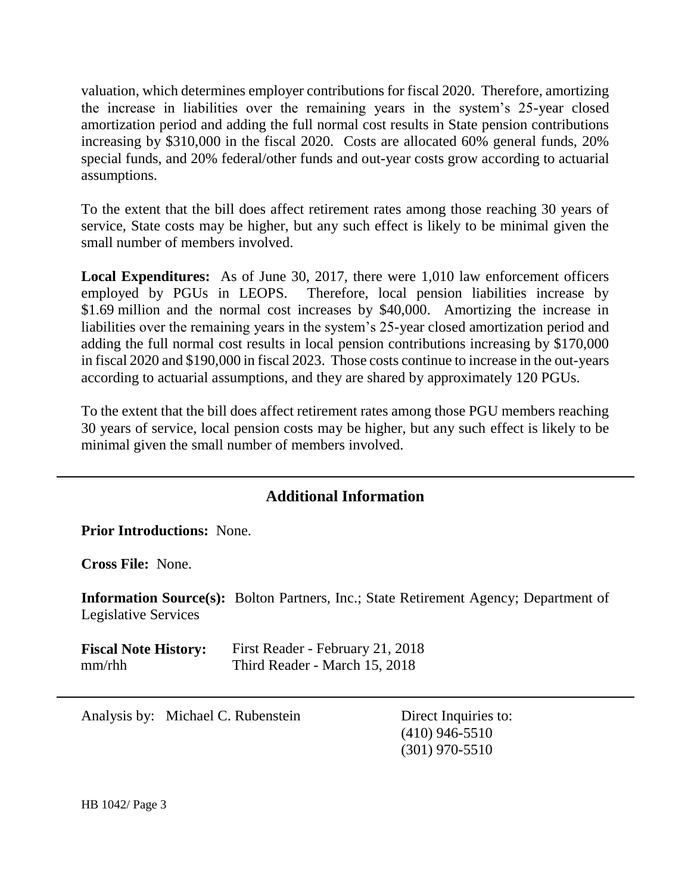valuation, which determines employer contributions for fiscal 2020. Therefore, amortizing the increase in liabilities over the remaining years in the system's 25-year closed amortization period and adding the full normal cost results in State pension contributions increasing by $310,000 in the fiscal 2020. Costs are allocated 60% general funds, 20% special funds, and 20% federal/other funds and out-year costs grow according to actuarial assumptions.

To the extent that the bill does affect retirement rates among those reaching 30 years of service, State costs may be higher, but any such effect is likely to be minimal given the small number of members involved.

**Local Expenditures:** As of June 30, 2017, there were 1,010 law enforcement officers employed by PGUs in LEOPS. Therefore, local pension liabilities increase by $1.69 million and the normal cost increases by $40,000. Amortizing the increase in liabilities over the remaining years in the system's 25-year closed amortization period and adding the full normal cost results in local pension contributions increasing by $170,000 in fiscal 2020 and $190,000 in fiscal 2023. Those costs continue to increase in the out-years according to actuarial assumptions, and they are shared by approximately 120 PGUs.

To the extent that the bill does affect retirement rates among those PGU members reaching 30 years of service, local pension costs may be higher, but any such effect is likely to be minimal given the small number of members involved.

## Additional Information

**Prior Introductions:** None.

**Cross File:** None.

**Information Source(s):** Bolton Partners, Inc.; State Retirement Agency; Department of Legislative Services

**Fiscal Note History:** First Reader - February 21, 2018
mm/rhh Third Reader - March 15, 2018

Analysis by: Michael C. Rubenstein

Direct Inquiries to:
(410) 946-5510
(301) 970-5510